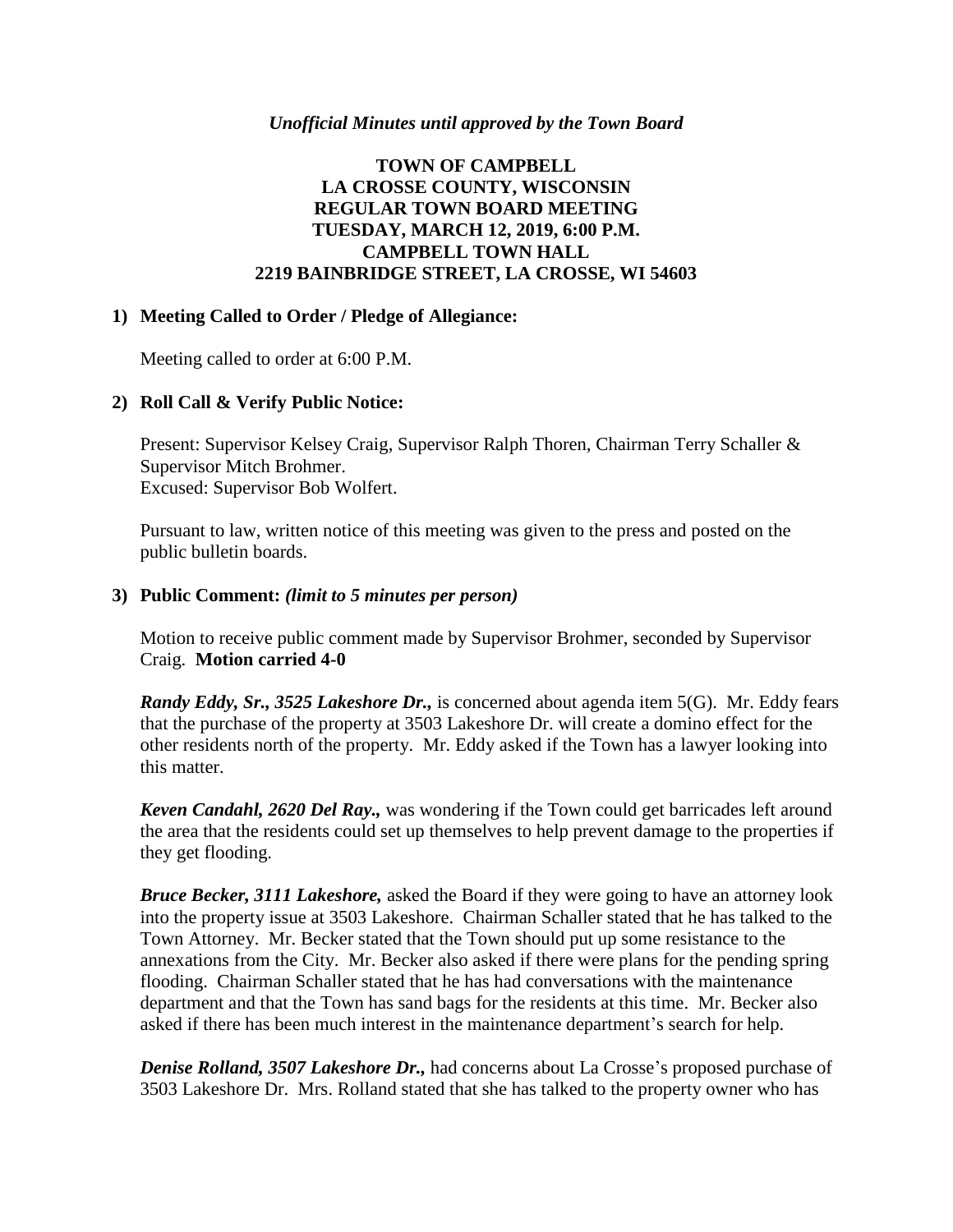*Unofficial Minutes until approved by the Town Board*

# TOWN OF CAMPBELL
# LA CROSSE COUNTY, WISCONSIN
# REGULAR TOWN BOARD MEETING
# TUESDAY, MARCH 12, 2019, 6:00 P.M.
# CAMPBELL TOWN HALL
# 2219 BAINBRIDGE STREET, LA CROSSE, WI 54603

## 1) Meeting Called to Order / Pledge of Allegiance:

Meeting called to order at 6:00 P.M.

## 2) Roll Call & Verify Public Notice:

Present: Supervisor Kelsey Craig, Supervisor Ralph Thoren, Chairman Terry Schaller & Supervisor Mitch Brohmer.
Excused: Supervisor Bob Wolfert.

Pursuant to law, written notice of this meeting was given to the press and posted on the public bulletin boards.

## 3) Public Comment: *(limit to 5 minutes per person)*

Motion to receive public comment made by Supervisor Brohmer, seconded by Supervisor Craig. **Motion carried 4-0**

***Randy Eddy, Sr., 3525 Lakeshore Dr.,*** is concerned about agenda item 5(G). Mr. Eddy fears that the purchase of the property at 3503 Lakeshore Dr. will create a domino effect for the other residents north of the property. Mr. Eddy asked if the Town has a lawyer looking into this matter.

***Keven Candahl, 2620 Del Ray.,*** was wondering if the Town could get barricades left around the area that the residents could set up themselves to help prevent damage to the properties if they get flooding.

***Bruce Becker, 3111 Lakeshore,*** asked the Board if they were going to have an attorney look into the property issue at 3503 Lakeshore. Chairman Schaller stated that he has talked to the Town Attorney. Mr. Becker stated that the Town should put up some resistance to the annexations from the City. Mr. Becker also asked if there were plans for the pending spring flooding. Chairman Schaller stated that he has had conversations with the maintenance department and that the Town has sand bags for the residents at this time. Mr. Becker also asked if there has been much interest in the maintenance department's search for help.

***Denise Rolland, 3507 Lakeshore Dr.,*** had concerns about La Crosse's proposed purchase of 3503 Lakeshore Dr. Mrs. Rolland stated that she has talked to the property owner who has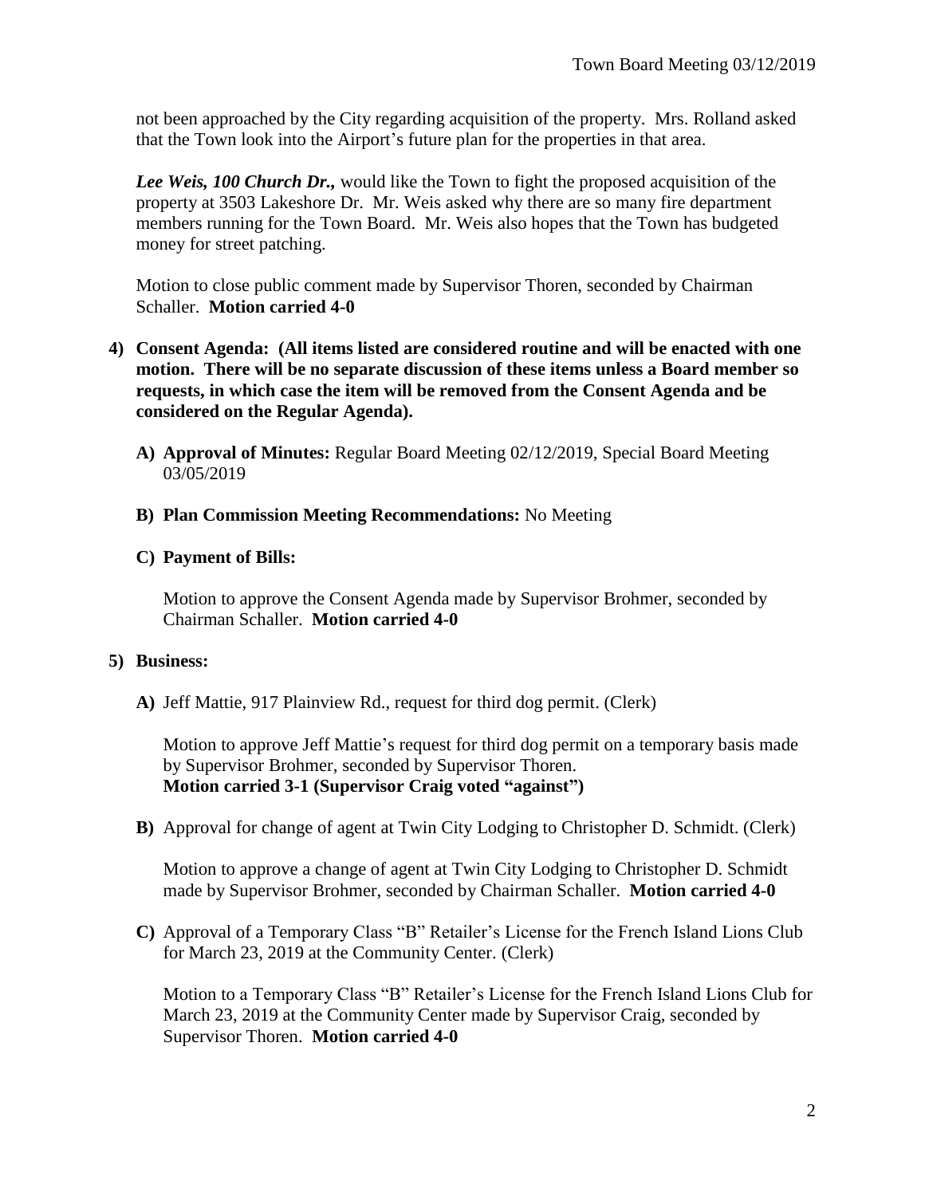not been approached by the City regarding acquisition of the property. Mrs. Rolland asked that the Town look into the Airport's future plan for the properties in that area.

***Lee Weis, 100 Church Dr.,*** would like the Town to fight the proposed acquisition of the property at 3503 Lakeshore Dr. Mr. Weis asked why there are so many fire department members running for the Town Board. Mr. Weis also hopes that the Town has budgeted money for street patching.

Motion to close public comment made by Supervisor Thoren, seconded by Chairman Schaller. **Motion carried 4-0**

**4) Consent Agenda: (All items listed are considered routine and will be enacted with one motion. There will be no separate discussion of these items unless a Board member so requests, in which case the item will be removed from the Consent Agenda and be considered on the Regular Agenda).**

**A) Approval of Minutes:** Regular Board Meeting 02/12/2019, Special Board Meeting 03/05/2019

**B) Plan Commission Meeting Recommendations:** No Meeting

**C) Payment of Bills:**

Motion to approve the Consent Agenda made by Supervisor Brohmer, seconded by Chairman Schaller. **Motion carried 4-0**

**5) Business:**

**A)** Jeff Mattie, 917 Plainview Rd., request for third dog permit. (Clerk)

Motion to approve Jeff Mattie's request for third dog permit on a temporary basis made by Supervisor Brohmer, seconded by Supervisor Thoren.
**Motion carried 3-1 (Supervisor Craig voted "against")**

**B)** Approval for change of agent at Twin City Lodging to Christopher D. Schmidt. (Clerk)

Motion to approve a change of agent at Twin City Lodging to Christopher D. Schmidt made by Supervisor Brohmer, seconded by Chairman Schaller. **Motion carried 4-0**

**C)** Approval of a Temporary Class "B" Retailer's License for the French Island Lions Club for March 23, 2019 at the Community Center. (Clerk)

Motion to a Temporary Class "B" Retailer's License for the French Island Lions Club for March 23, 2019 at the Community Center made by Supervisor Craig, seconded by Supervisor Thoren. **Motion carried 4-0**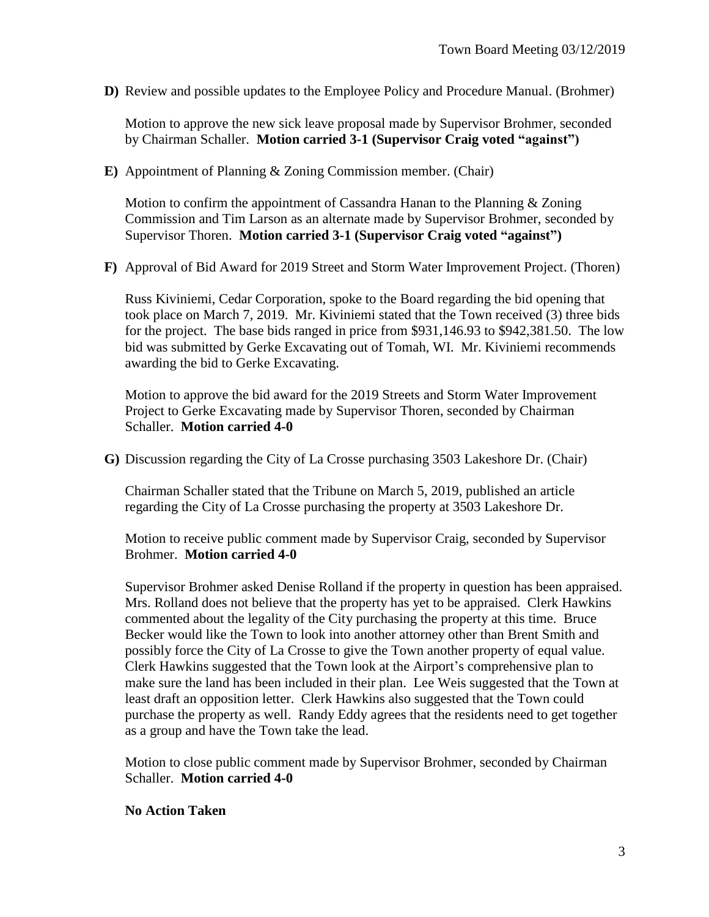**D)** Review and possible updates to the Employee Policy and Procedure Manual. (Brohmer)

Motion to approve the new sick leave proposal made by Supervisor Brohmer, seconded by Chairman Schaller. **Motion carried 3-1 (Supervisor Craig voted "against")**

**E)** Appointment of Planning & Zoning Commission member. (Chair)

Motion to confirm the appointment of Cassandra Hanan to the Planning & Zoning Commission and Tim Larson as an alternate made by Supervisor Brohmer, seconded by Supervisor Thoren. **Motion carried 3-1 (Supervisor Craig voted "against")**

**F)** Approval of Bid Award for 2019 Street and Storm Water Improvement Project. (Thoren)

Russ Kiviniemi, Cedar Corporation, spoke to the Board regarding the bid opening that took place on March 7, 2019. Mr. Kiviniemi stated that the Town received (3) three bids for the project. The base bids ranged in price from $931,146.93 to $942,381.50. The low bid was submitted by Gerke Excavating out of Tomah, WI. Mr. Kiviniemi recommends awarding the bid to Gerke Excavating.

Motion to approve the bid award for the 2019 Streets and Storm Water Improvement Project to Gerke Excavating made by Supervisor Thoren, seconded by Chairman Schaller. **Motion carried 4-0**

**G)** Discussion regarding the City of La Crosse purchasing 3503 Lakeshore Dr. (Chair)

Chairman Schaller stated that the Tribune on March 5, 2019, published an article regarding the City of La Crosse purchasing the property at 3503 Lakeshore Dr.

Motion to receive public comment made by Supervisor Craig, seconded by Supervisor Brohmer. **Motion carried 4-0**

Supervisor Brohmer asked Denise Rolland if the property in question has been appraised. Mrs. Rolland does not believe that the property has yet to be appraised. Clerk Hawkins commented about the legality of the City purchasing the property at this time. Bruce Becker would like the Town to look into another attorney other than Brent Smith and possibly force the City of La Crosse to give the Town another property of equal value. Clerk Hawkins suggested that the Town look at the Airport's comprehensive plan to make sure the land has been included in their plan. Lee Weis suggested that the Town at least draft an opposition letter. Clerk Hawkins also suggested that the Town could purchase the property as well. Randy Eddy agrees that the residents need to get together as a group and have the Town take the lead.

Motion to close public comment made by Supervisor Brohmer, seconded by Chairman Schaller. **Motion carried 4-0**

**No Action Taken**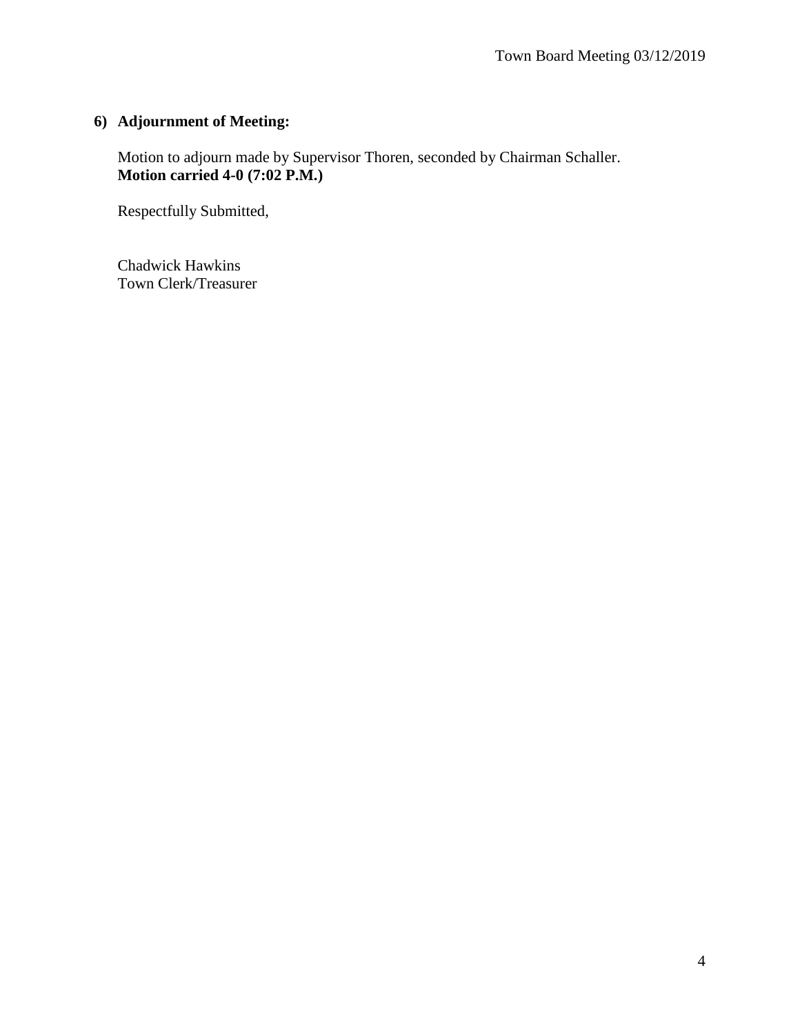**6) Adjournment of Meeting:**

Motion to adjourn made by Supervisor Thoren, seconded by Chairman Schaller.
**Motion carried 4-0 (7:02 P.M.)**

Respectfully Submitted,

Chadwick Hawkins
Town Clerk/Treasurer